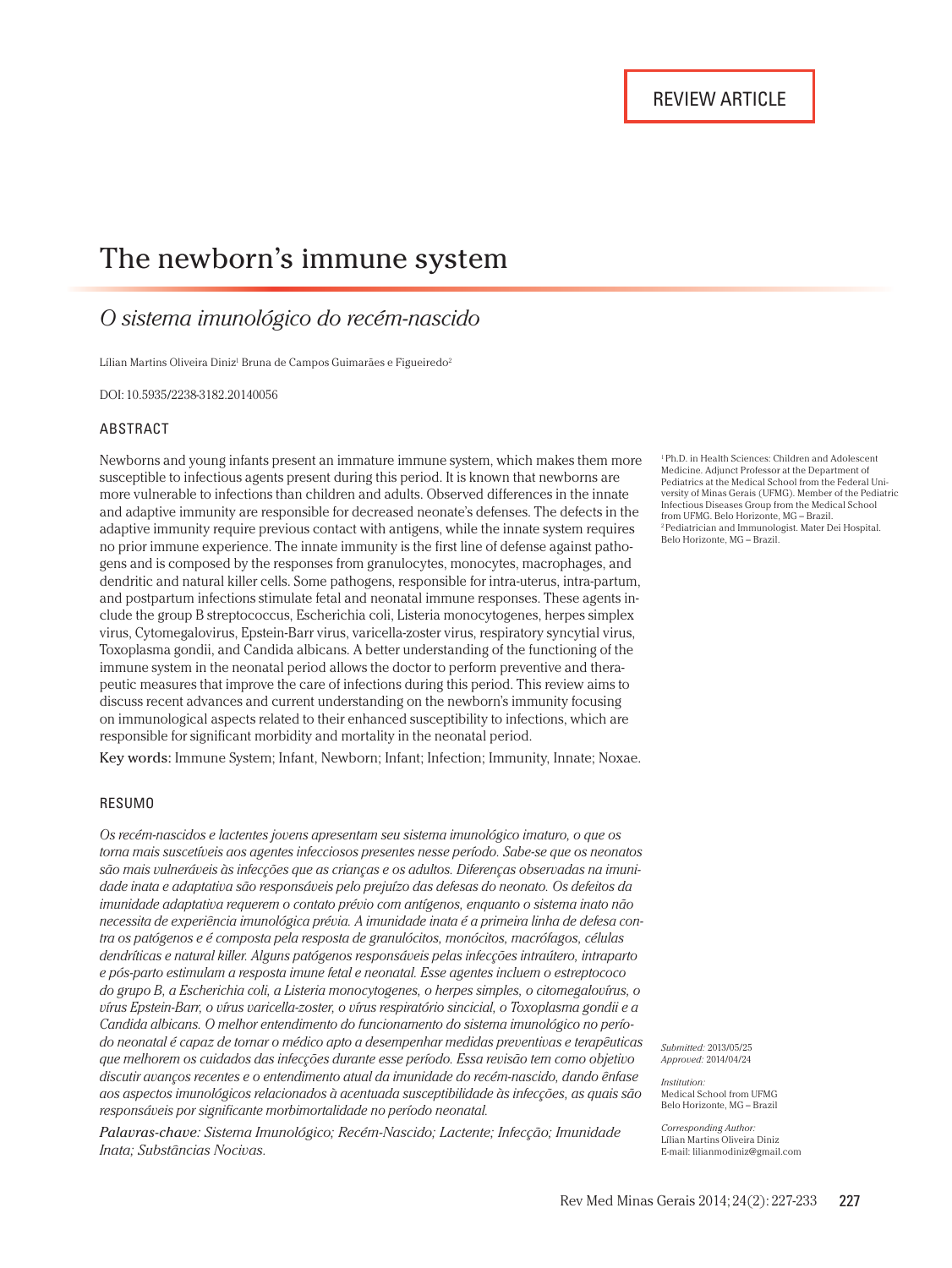REVIEW ARTICLE

# The newborn's immune system

## *O sistema imunológico do recém-nascido*

Lílian Martins Oliveira Diniz[1] Bruna de Campos Guimarães e Figueiredo[2]

DOI: 10.5935/2238-3182.20140056

### ABSTRACT

Newborns and young infants present an immature immune system, which makes them more susceptible to infectious agents present during this period. It is known that newborns are more vulnerable to infections than children and adults. Observed differences in the innate and adaptive immunity are responsible for decreased neonate's defenses. The defects in the adaptive immunity require previous contact with antigens, while the innate system requires no prior immune experience. The innate immunity is the first line of defense against pathogens and is composed by the responses from granulocytes, monocytes, macrophages, and dendritic and natural killer cells. Some pathogens, responsible for intra-uterus, intra-partum, and postpartum infections stimulate fetal and neonatal immune responses. These agents include the group B streptococcus, Escherichia coli, Listeria monocytogenes, herpes simplex virus, Cytomegalovirus, Epstein-Barr virus, varicella-zoster virus, respiratory syncytial virus, Toxoplasma gondii, and Candida albicans. A better understanding of the functioning of the immune system in the neonatal period allows the doctor to perform preventive and therapeutic measures that improve the care of infections during this period. This review aims to discuss recent advances and current understanding on the newborn's immunity focusing on immunological aspects related to their enhanced susceptibility to infections, which are responsible for significant morbidity and mortality in the neonatal period.

**Key words:** Immune System; Infant, Newborn; Infant; Infection; Immunity, Innate; Noxae.

### RESUMO

*Os recém-nascidos e lactentes jovens apresentam seu sistema imunológico imaturo, o que os torna mais suscetíveis aos agentes infecciosos presentes nesse período. Sabe-se que os neonatos são mais vulneráveis às infecções que as crianças e os adultos. Diferenças observadas na imunidade inata e adaptativa são responsáveis pelo prejuízo das defesas do neonato. Os defeitos da imunidade adaptativa requerem o contato prévio com antígenos, enquanto o sistema inato não necessita de experiência imunológica prévia. A imunidade inata é a primeira linha de defesa contra os patógenos e é composta pela resposta de granulócitos, monócitos, macrófagos, células dendríticas e natural killer. Alguns patógenos responsáveis pelas infecções intraútero, intraparto e pós-parto estimulam a resposta imune fetal e neonatal. Esse agentes incluem o estreptococo do grupo B, a Escherichia coli, a Listeria monocytogenes, o herpes simples, o citomegalovírus, o vírus Epstein-Barr, o vírus varicella-zoster, o vírus respiratório sincicial, o Toxoplasma gondii e a Candida albicans. O melhor entendimento do funcionamento do sistema imunológico no período neonatal é capaz de tornar o médico apto a desempenhar medidas preventivas e terapêuticas que melhorem os cuidados das infecções durante esse período. Essa revisão tem como objetivo discutir avanços recentes e o entendimento atual da imunidade do recém-nascido, dando ênfase aos aspectos imunológicos relacionados à acentuada susceptibilidade às infecções, as quais são responsáveis por significante morbimortalidade no período neonatal.*

***Palavras-chave:** Sistema Imunológico; Recém-Nascido; Lactente; Infecção; Imunidade Inata; Substâncias Nocivas.*

[1] Ph.D. in Health Sciences: Children and Adolescent Medicine. Adjunct Professor at the Department of Pediatrics at the Medical School from the Federal University of Minas Gerais (UFMG). Member of the Pediatric Infectious Diseases Group from the Medical School from UFMG. Belo Horizonte, MG – Brazil.
[2] Pediatrician and Immunologist. Mater Dei Hospital. Belo Horizonte, MG – Brazil.

*Submitted:* 2013/05/25
*Approved:* 2014/04/24

*Institution:*
Medical School from UFMG
Belo Horizonte, MG – Brazil

*Corresponding Author:*
Lílian Martins Oliveira Diniz
E-mail: lilianmodiniz@gmail.com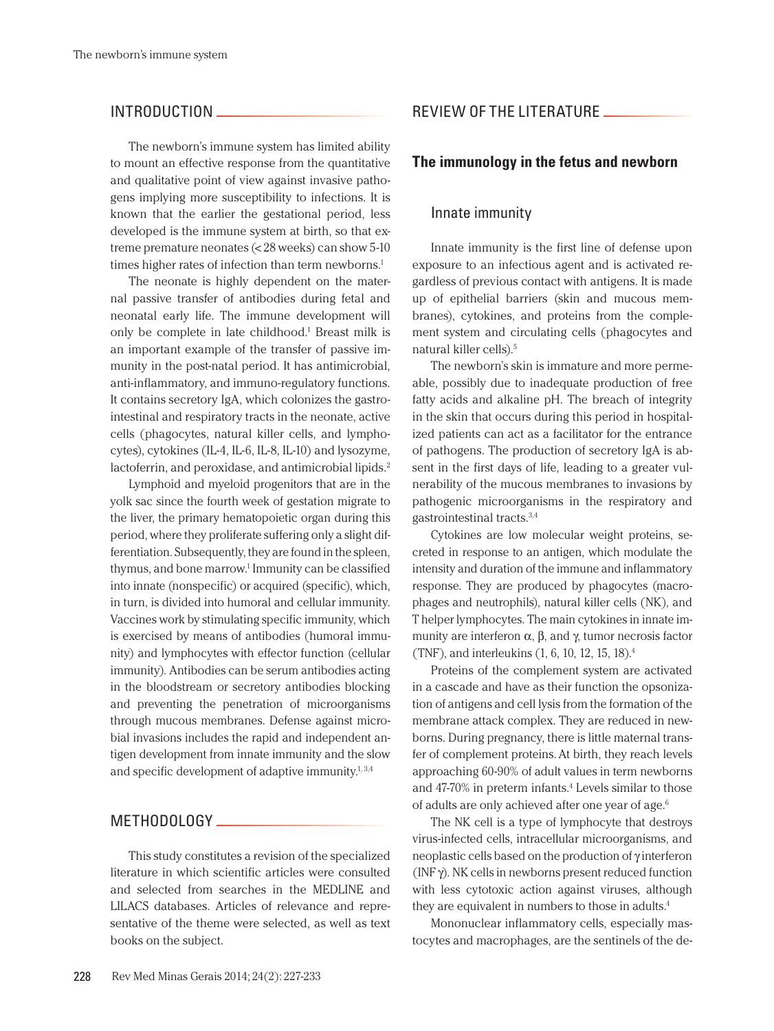## INTRODUCTION

The newborn's immune system has limited ability to mount an effective response from the quantitative and qualitative point of view against invasive pathogens implying more susceptibility to infections. It is known that the earlier the gestational period, less developed is the immune system at birth, so that extreme premature neonates (< 28 weeks) can show 5-10 times higher rates of infection than term newborns.[1]

The neonate is highly dependent on the maternal passive transfer of antibodies during fetal and neonatal early life. The immune development will only be complete in late childhood.[1] Breast milk is an important example of the transfer of passive immunity in the post-natal period. It has antimicrobial, anti-inflammatory, and immuno-regulatory functions. It contains secretory IgA, which colonizes the gastrointestinal and respiratory tracts in the neonate, active cells (phagocytes, natural killer cells, and lymphocytes), cytokines (IL-4, IL-6, IL-8, IL-10) and lysozyme, lactoferrin, and peroxidase, and antimicrobial lipids.[2]

Lymphoid and myeloid progenitors that are in the yolk sac since the fourth week of gestation migrate to the liver, the primary hematopoietic organ during this period, where they proliferate suffering only a slight differentiation. Subsequently, they are found in the spleen, thymus, and bone marrow.[1] Immunity can be classified into innate (nonspecific) or acquired (specific), which, in turn, is divided into humoral and cellular immunity. Vaccines work by stimulating specific immunity, which is exercised by means of antibodies (humoral immunity) and lymphocytes with effector function (cellular immunity). Antibodies can be serum antibodies acting in the bloodstream or secretory antibodies blocking and preventing the penetration of microorganisms through mucous membranes. Defense against microbial invasions includes the rapid and independent antigen development from innate immunity and the slow and specific development of adaptive immunity.[1,3,4]

## METHODOLOGY

This study constitutes a revision of the specialized literature in which scientific articles were consulted and selected from searches in the MEDLINE and LILACS databases. Articles of relevance and representative of the theme were selected, as well as text books on the subject.

## REVIEW OF THE LITERATURE

### The immunology in the fetus and newborn

#### Innate immunity

Innate immunity is the first line of defense upon exposure to an infectious agent and is activated regardless of previous contact with antigens. It is made up of epithelial barriers (skin and mucous membranes), cytokines, and proteins from the complement system and circulating cells (phagocytes and natural killer cells).[5]

The newborn's skin is immature and more permeable, possibly due to inadequate production of free fatty acids and alkaline pH. The breach of integrity in the skin that occurs during this period in hospitalized patients can act as a facilitator for the entrance of pathogens. The production of secretory IgA is absent in the first days of life, leading to a greater vulnerability of the mucous membranes to invasions by pathogenic microorganisms in the respiratory and gastrointestinal tracts.[3,4]

Cytokines are low molecular weight proteins, secreted in response to an antigen, which modulate the intensity and duration of the immune and inflammatory response. They are produced by phagocytes (macrophages and neutrophils), natural killer cells (NK), and T helper lymphocytes. The main cytokines in innate immunity are interferon $\alpha$, $\beta$, and $\gamma$, tumor necrosis factor (TNF), and interleukins (1, 6, 10, 12, 15, 18).[4]

Proteins of the complement system are activated in a cascade and have as their function the opsonization of antigens and cell lysis from the formation of the membrane attack complex. They are reduced in newborns. During pregnancy, there is little maternal transfer of complement proteins. At birth, they reach levels approaching 60-90% of adult values in term newborns and 47-70% in preterm infants.[4] Levels similar to those of adults are only achieved after one year of age.[6]

The NK cell is a type of lymphocyte that destroys virus-infected cells, intracellular microorganisms, and neoplastic cells based on the production of $\gamma$ interferon (INF $\gamma$). NK cells in newborns present reduced function with less cytotoxic action against viruses, although they are equivalent in numbers to those in adults.[4]

Mononuclear inflammatory cells, especially mastocytes and macrophages, are the sentinels of the de-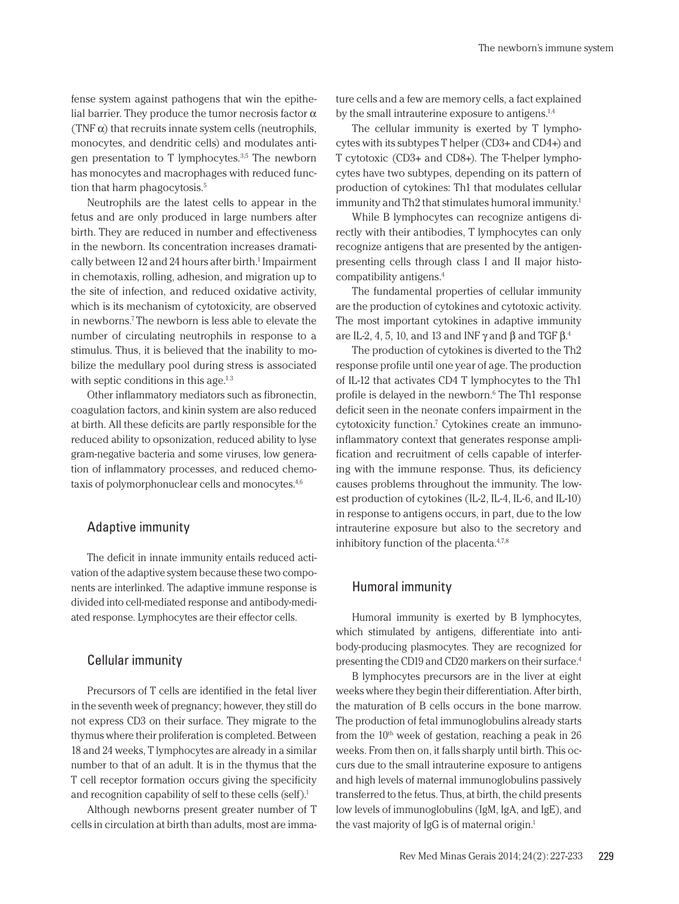fense system against pathogens that win the epithelial barrier. They produce the tumor necrosis factor $\alpha$ (TNF $\alpha$) that recruits innate system cells (neutrophils, monocytes, and dendritic cells) and modulates antigen presentation to T lymphocytes.[3,5] The newborn has monocytes and macrophages with reduced function that harm phagocytosis.[5]

Neutrophils are the latest cells to appear in the fetus and are only produced in large numbers after birth. They are reduced in number and effectiveness in the newborn. Its concentration increases dramatically between 12 and 24 hours after birth.[1] Impairment in chemotaxis, rolling, adhesion, and migration up to the site of infection, and reduced oxidative activity, which is its mechanism of cytotoxicity, are observed in newborns.[7] The newborn is less able to elevate the number of circulating neutrophils in response to a stimulus. Thus, it is believed that the inability to mobilize the medullary pool during stress is associated with septic conditions in this age.[1,3]

Other inflammatory mediators such as fibronectin, coagulation factors, and kinin system are also reduced at birth. All these deficits are partly responsible for the reduced ability to opsonization, reduced ability to lyse gram-negative bacteria and some viruses, low generation of inflammatory processes, and reduced chemotaxis of polymorphonuclear cells and monocytes.[4,6]

## Adaptive immunity

The deficit in innate immunity entails reduced activation of the adaptive system because these two components are interlinked. The adaptive immune response is divided into cell-mediated response and antibody-mediated response. Lymphocytes are their effector cells.

## Cellular immunity

Precursors of T cells are identified in the fetal liver in the seventh week of pregnancy; however, they still do not express CD3 on their surface. They migrate to the thymus where their proliferation is completed. Between 18 and 24 weeks, T lymphocytes are already in a similar number to that of an adult. It is in the thymus that the T cell receptor formation occurs giving the specificity and recognition capability of self to these cells (self).[1]

Although newborns present greater number of T cells in circulation at birth than adults, most are immature cells and a few are memory cells, a fact explained by the small intrauterine exposure to antigens.[1,4]

The cellular immunity is exerted by T lymphocytes with its subtypes T helper (CD3+ and CD4+) and T cytotoxic (CD3+ and CD8+). The T-helper lymphocytes have two subtypes, depending on its pattern of production of cytokines: Th1 that modulates cellular immunity and Th2 that stimulates humoral immunity.[1]

While B lymphocytes can recognize antigens directly with their antibodies, T lymphocytes can only recognize antigens that are presented by the antigen-presenting cells through class I and II major histocompatibility antigens.[4]

The fundamental properties of cellular immunity are the production of cytokines and cytotoxic activity. The most important cytokines in adaptive immunity are IL-2, 4, 5, 10, and 13 and INF $\gamma$ and $\beta$ and TGF $\beta$.[4]

The production of cytokines is diverted to the Th2 response profile until one year of age. The production of IL-12 that activates CD4 T lymphocytes to the Th1 profile is delayed in the newborn.[6] The Th1 response deficit seen in the neonate confers impairment in the cytotoxicity function.[7] Cytokines create an immuno-inflammatory context that generates response amplification and recruitment of cells capable of interfering with the immune response. Thus, its deficiency causes problems throughout the immunity. The lowest production of cytokines (IL-2, IL-4, IL-6, and IL-10) in response to antigens occurs, in part, due to the low intrauterine exposure but also to the secretory and inhibitory function of the placenta.[4,7,8]

## Humoral immunity

Humoral immunity is exerted by B lymphocytes, which stimulated by antigens, differentiate into antibody-producing plasmocytes. They are recognized for presenting the CD19 and CD20 markers on their surface.[4]

B lymphocytes precursors are in the liver at eight weeks where they begin their differentiation. After birth, the maturation of B cells occurs in the bone marrow. The production of fetal immunoglobulins already starts from the 10th week of gestation, reaching a peak in 26 weeks. From then on, it falls sharply until birth. This occurs due to the small intrauterine exposure to antigens and high levels of maternal immunoglobulins passively transferred to the fetus. Thus, at birth, the child presents low levels of immunoglobulins (IgM, IgA, and IgE), and the vast majority of IgG is of maternal origin.[1]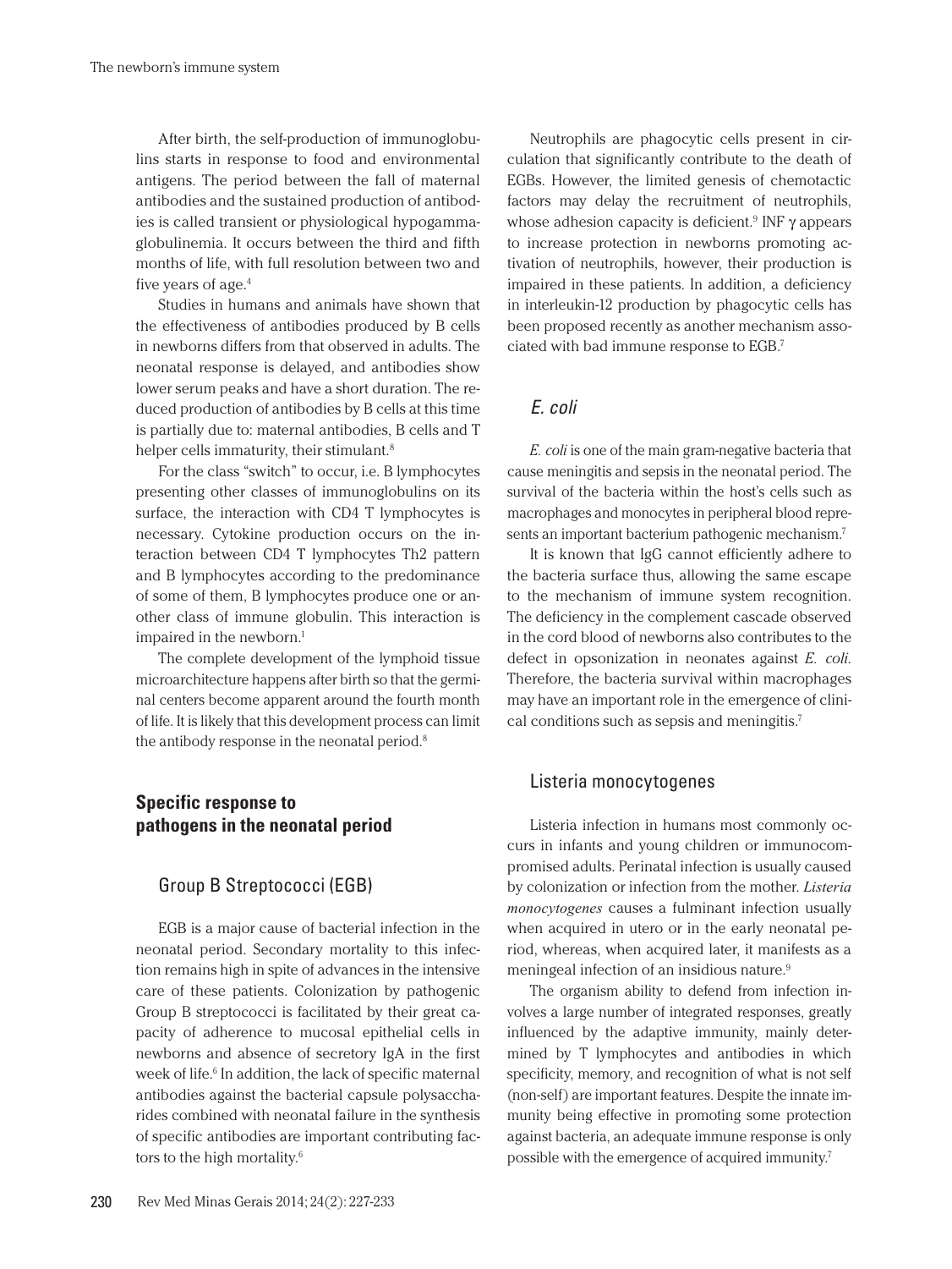After birth, the self-production of immunoglobulins starts in response to food and environmental antigens. The period between the fall of maternal antibodies and the sustained production of antibodies is called transient or physiological hypogammaglobulinemia. It occurs between the third and fifth months of life, with full resolution between two and five years of age.[4]

Studies in humans and animals have shown that the effectiveness of antibodies produced by B cells in newborns differs from that observed in adults. The neonatal response is delayed, and antibodies show lower serum peaks and have a short duration. The reduced production of antibodies by B cells at this time is partially due to: maternal antibodies, B cells and T helper cells immaturity, their stimulant.[8]

For the class "switch" to occur, i.e. B lymphocytes presenting other classes of immunoglobulins on its surface, the interaction with CD4 T lymphocytes is necessary. Cytokine production occurs on the interaction between CD4 T lymphocytes Th2 pattern and B lymphocytes according to the predominance of some of them, B lymphocytes produce one or another class of immune globulin. This interaction is impaired in the newborn.[1]

The complete development of the lymphoid tissue microarchitecture happens after birth so that the germinal centers become apparent around the fourth month of life. It is likely that this development process can limit the antibody response in the neonatal period.[8]

## Specific response to pathogens in the neonatal period

### Group B Streptococci (EGB)

EGB is a major cause of bacterial infection in the neonatal period. Secondary mortality to this infection remains high in spite of advances in the intensive care of these patients. Colonization by pathogenic Group B streptococci is facilitated by their great capacity of adherence to mucosal epithelial cells in newborns and absence of secretory IgA in the first week of life.[6] In addition, the lack of specific maternal antibodies against the bacterial capsule polysaccharides combined with neonatal failure in the synthesis of specific antibodies are important contributing factors to the high mortality.[6]

Neutrophils are phagocytic cells present in circulation that significantly contribute to the death of EGBs. However, the limited genesis of chemotactic factors may delay the recruitment of neutrophils, whose adhesion capacity is deficient.[9] INF γ appears to increase protection in newborns promoting activation of neutrophils, however, their production is impaired in these patients. In addition, a deficiency in interleukin-12 production by phagocytic cells has been proposed recently as another mechanism associated with bad immune response to EGB.[7]

### *E. coli*

*E. coli* is one of the main gram-negative bacteria that cause meningitis and sepsis in the neonatal period. The survival of the bacteria within the host's cells such as macrophages and monocytes in peripheral blood represents an important bacterium pathogenic mechanism.[7]

It is known that IgG cannot efficiently adhere to the bacteria surface thus, allowing the same escape to the mechanism of immune system recognition. The deficiency in the complement cascade observed in the cord blood of newborns also contributes to the defect in opsonization in neonates against *E. coli*. Therefore, the bacteria survival within macrophages may have an important role in the emergence of clinical conditions such as sepsis and meningitis.[7]

### Listeria monocytogenes

Listeria infection in humans most commonly occurs in infants and young children or immunocompromised adults. Perinatal infection is usually caused by colonization or infection from the mother. ***Listeria monocytogenes*** causes a fulminant infection usually when acquired in utero or in the early neonatal period, whereas, when acquired later, it manifests as a meningeal infection of an insidious nature.[9]

The organism ability to defend from infection involves a large number of integrated responses, greatly influenced by the adaptive immunity, mainly determined by T lymphocytes and antibodies in which specificity, memory, and recognition of what is not self (non-self) are important features. Despite the innate immunity being effective in promoting some protection against bacteria, an adequate immune response is only possible with the emergence of acquired immunity.[7]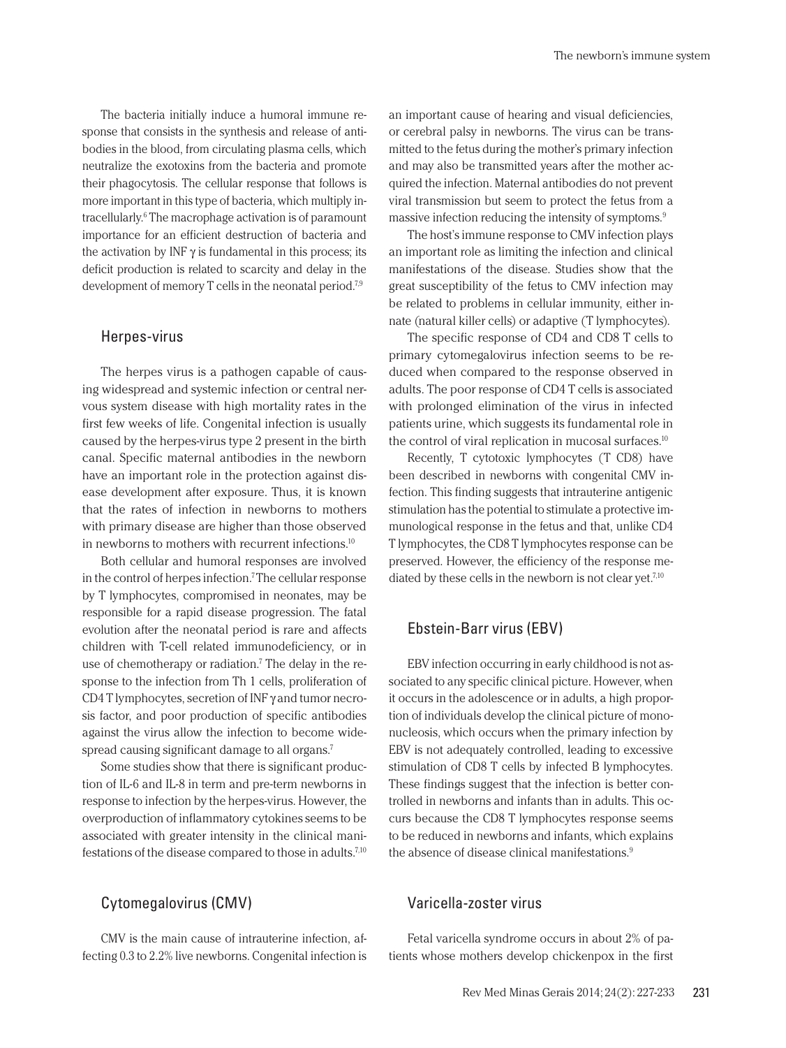The bacteria initially induce a humoral immune response that consists in the synthesis and release of antibodies in the blood, from circulating plasma cells, which neutralize the exotoxins from the bacteria and promote their phagocytosis. The cellular response that follows is more important in this type of bacteria, which multiply intracellularly.[6] The macrophage activation is of paramount importance for an efficient destruction of bacteria and the activation by INF γ is fundamental in this process; its deficit production is related to scarcity and delay in the development of memory T cells in the neonatal period.[7,9]

## Herpes-virus

The herpes virus is a pathogen capable of causing widespread and systemic infection or central nervous system disease with high mortality rates in the first few weeks of life. Congenital infection is usually caused by the herpes-virus type 2 present in the birth canal. Specific maternal antibodies in the newborn have an important role in the protection against disease development after exposure. Thus, it is known that the rates of infection in newborns to mothers with primary disease are higher than those observed in newborns to mothers with recurrent infections.[10]

Both cellular and humoral responses are involved in the control of herpes infection.[7] The cellular response by T lymphocytes, compromised in neonates, may be responsible for a rapid disease progression. The fatal evolution after the neonatal period is rare and affects children with T-cell related immunodeficiency, or in use of chemotherapy or radiation.[7] The delay in the response to the infection from Th 1 cells, proliferation of CD4 T lymphocytes, secretion of INF γ and tumor necrosis factor, and poor production of specific antibodies against the virus allow the infection to become widespread causing significant damage to all organs.[7]

Some studies show that there is significant production of IL-6 and IL-8 in term and pre-term newborns in response to infection by the herpes-virus. However, the overproduction of inflammatory cytokines seems to be associated with greater intensity in the clinical manifestations of the disease compared to those in adults.[7,10]

## Cytomegalovirus (CMV)

CMV is the main cause of intrauterine infection, affecting 0.3 to 2.2% live newborns. Congenital infection is an important cause of hearing and visual deficiencies, or cerebral palsy in newborns. The virus can be transmitted to the fetus during the mother's primary infection and may also be transmitted years after the mother acquired the infection. Maternal antibodies do not prevent viral transmission but seem to protect the fetus from a massive infection reducing the intensity of symptoms.[9]

The host's immune response to CMV infection plays an important role as limiting the infection and clinical manifestations of the disease. Studies show that the great susceptibility of the fetus to CMV infection may be related to problems in cellular immunity, either innate (natural killer cells) or adaptive (T lymphocytes).

The specific response of CD4 and CD8 T cells to primary cytomegalovirus infection seems to be reduced when compared to the response observed in adults. The poor response of CD4 T cells is associated with prolonged elimination of the virus in infected patients urine, which suggests its fundamental role in the control of viral replication in mucosal surfaces.[10]

Recently, T cytotoxic lymphocytes (T CD8) have been described in newborns with congenital CMV infection. This finding suggests that intrauterine antigenic stimulation has the potential to stimulate a protective immunological response in the fetus and that, unlike CD4 T lymphocytes, the CD8 T lymphocytes response can be preserved. However, the efficiency of the response mediated by these cells in the newborn is not clear yet.[7,10]

## Ebstein-Barr virus (EBV)

EBV infection occurring in early childhood is not associated to any specific clinical picture. However, when it occurs in the adolescence or in adults, a high proportion of individuals develop the clinical picture of mononucleosis, which occurs when the primary infection by EBV is not adequately controlled, leading to excessive stimulation of CD8 T cells by infected B lymphocytes. These findings suggest that the infection is better controlled in newborns and infants than in adults. This occurs because the CD8 T lymphocytes response seems to be reduced in newborns and infants, which explains the absence of disease clinical manifestations.[9]

## Varicella-zoster virus

Fetal varicella syndrome occurs in about 2% of patients whose mothers develop chickenpox in the first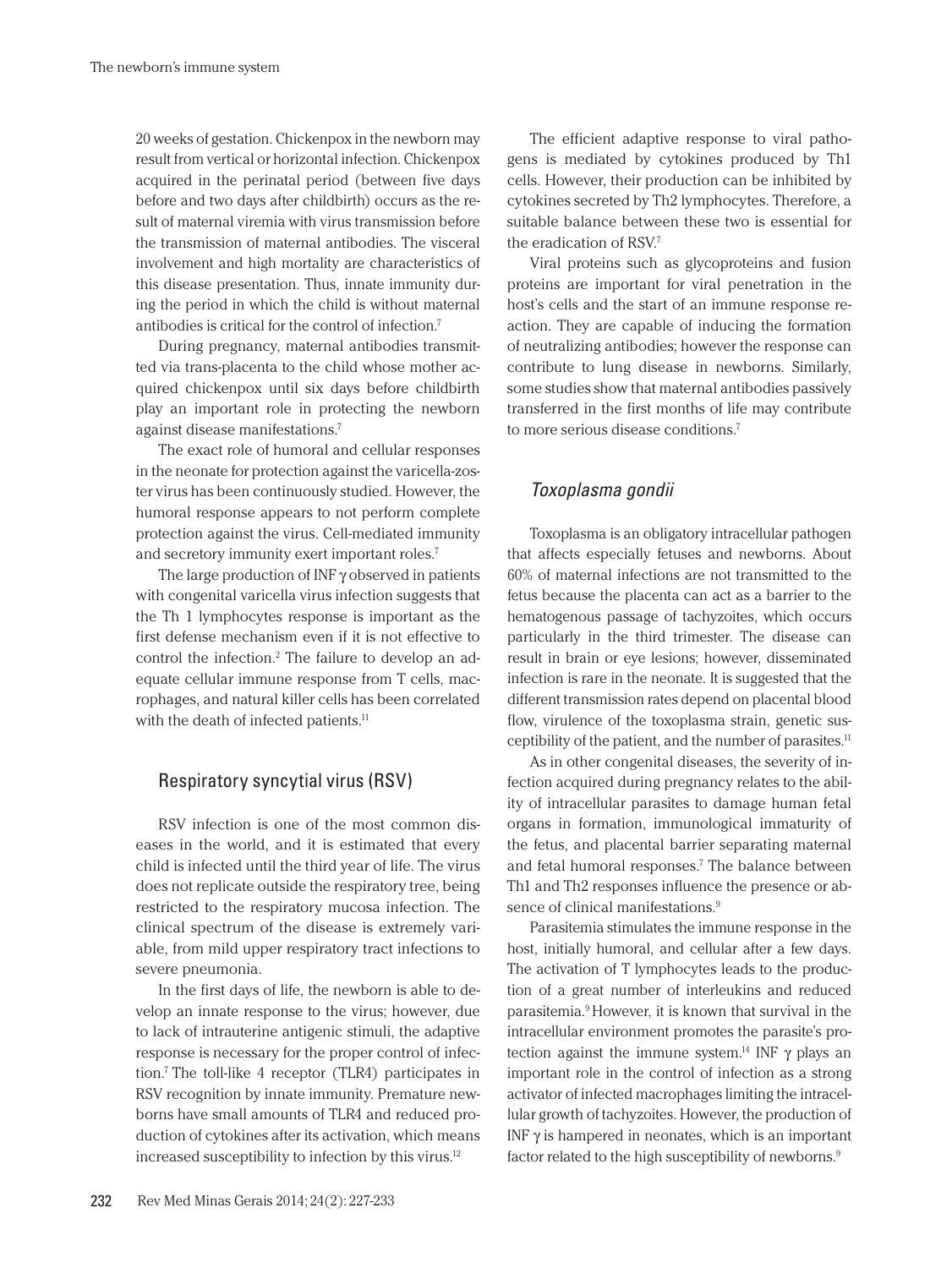20 weeks of gestation. Chickenpox in the newborn may result from vertical or horizontal infection. Chickenpox acquired in the perinatal period (between five days before and two days after childbirth) occurs as the result of maternal viremia with virus transmission before the transmission of maternal antibodies. The visceral involvement and high mortality are characteristics of this disease presentation. Thus, innate immunity during the period in which the child is without maternal antibodies is critical for the control of infection.[7]

During pregnancy, maternal antibodies transmitted via trans-placenta to the child whose mother acquired chickenpox until six days before childbirth play an important role in protecting the newborn against disease manifestations.[7]

The exact role of humoral and cellular responses in the neonate for protection against the varicella-zoster virus has been continuously studied. However, the humoral response appears to not perform complete protection against the virus. Cell-mediated immunity and secretory immunity exert important roles.[7]

The large production of INF γ observed in patients with congenital varicella virus infection suggests that the Th 1 lymphocytes response is important as the first defense mechanism even if it is not effective to control the infection.[2] The failure to develop an adequate cellular immune response from T cells, macrophages, and natural killer cells has been correlated with the death of infected patients.[11]

## Respiratory syncytial virus (RSV)

RSV infection is one of the most common diseases in the world, and it is estimated that every child is infected until the third year of life. The virus does not replicate outside the respiratory tree, being restricted to the respiratory mucosa infection. The clinical spectrum of the disease is extremely variable, from mild upper respiratory tract infections to severe pneumonia.

In the first days of life, the newborn is able to develop an innate response to the virus; however, due to lack of intrauterine antigenic stimuli, the adaptive response is necessary for the proper control of infection.[7] The toll-like 4 receptor (TLR4) participates in RSV recognition by innate immunity. Premature newborns have small amounts of TLR4 and reduced production of cytokines after its activation, which means increased susceptibility to infection by this virus.[12]

The efficient adaptive response to viral pathogens is mediated by cytokines produced by Th1 cells. However, their production can be inhibited by cytokines secreted by Th2 lymphocytes. Therefore, a suitable balance between these two is essential for the eradication of RSV.[7]

Viral proteins such as glycoproteins and fusion proteins are important for viral penetration in the host's cells and the start of an immune response reaction. They are capable of inducing the formation of neutralizing antibodies; however the response can contribute to lung disease in newborns. Similarly, some studies show that maternal antibodies passively transferred in the first months of life may contribute to more serious disease conditions.[7]

## *Toxoplasma gondii*

Toxoplasma is an obligatory intracellular pathogen that affects especially fetuses and newborns. About 60% of maternal infections are not transmitted to the fetus because the placenta can act as a barrier to the hematogenous passage of tachyzoites, which occurs particularly in the third trimester. The disease can result in brain or eye lesions; however, disseminated infection is rare in the neonate. It is suggested that the different transmission rates depend on placental blood flow, virulence of the toxoplasma strain, genetic susceptibility of the patient, and the number of parasites.[11]

As in other congenital diseases, the severity of infection acquired during pregnancy relates to the ability of intracellular parasites to damage human fetal organs in formation, immunological immaturity of the fetus, and placental barrier separating maternal and fetal humoral responses.[7] The balance between Th1 and Th2 responses influence the presence or absence of clinical manifestations.[9]

Parasitemia stimulates the immune response in the host, initially humoral, and cellular after a few days. The activation of T lymphocytes leads to the production of a great number of interleukins and reduced parasitemia.[9] However, it is known that survival in the intracellular environment promotes the parasite's protection against the immune system.[14] INF γ plays an important role in the control of infection as a strong activator of infected macrophages limiting the intracellular growth of tachyzoites. However, the production of INF γ is hampered in neonates, which is an important factor related to the high susceptibility of newborns.[9]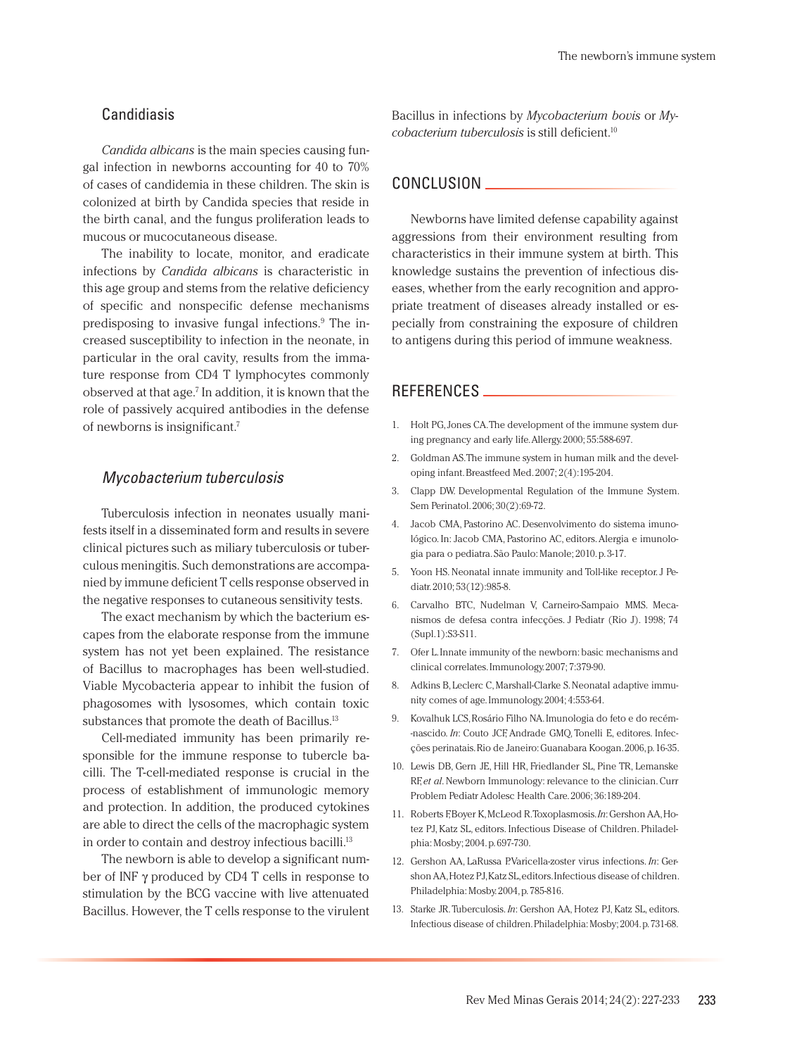## Candidiasis

*Candida albicans* is the main species causing fungal infection in newborns accounting for 40 to 70% of cases of candidemia in these children. The skin is colonized at birth by Candida species that reside in the birth canal, and the fungus proliferation leads to mucous or mucocutaneous disease.

The inability to locate, monitor, and eradicate infections by *Candida albicans* is characteristic in this age group and stems from the relative deficiency of specific and nonspecific defense mechanisms predisposing to invasive fungal infections.[9] The increased susceptibility to infection in the neonate, in particular in the oral cavity, results from the immature response from CD4 T lymphocytes commonly observed at that age.[7] In addition, it is known that the role of passively acquired antibodies in the defense of newborns is insignificant.[7]

## *Mycobacterium tuberculosis*

Tuberculosis infection in neonates usually manifests itself in a disseminated form and results in severe clinical pictures such as miliary tuberculosis or tuberculous meningitis. Such demonstrations are accompanied by immune deficient T cells response observed in the negative responses to cutaneous sensitivity tests.

The exact mechanism by which the bacterium escapes from the elaborate response from the immune system has not yet been explained. The resistance of Bacillus to macrophages has been well-studied. Viable Mycobacteria appear to inhibit the fusion of phagosomes with lysosomes, which contain toxic substances that promote the death of Bacillus.[13]

Cell-mediated immunity has been primarily responsible for the immune response to tubercle bacilli. The T-cell-mediated response is crucial in the process of establishment of immunologic memory and protection. In addition, the produced cytokines are able to direct the cells of the macrophagic system in order to contain and destroy infectious bacilli.[13]

The newborn is able to develop a significant number of INF γ produced by CD4 T cells in response to stimulation by the BCG vaccine with live attenuated Bacillus. However, the T cells response to the virulent Bacillus in infections by *Mycobacterium bovis* or *Mycobacterium tuberculosis* is still deficient.[10]

# CONCLUSION

Newborns have limited defense capability against aggressions from their environment resulting from characteristics in their immune system at birth. This knowledge sustains the prevention of infectious diseases, whether from the early recognition and appropriate treatment of diseases already installed or especially from constraining the exposure of children to antigens during this period of immune weakness.

# REFERENCES

1. Holt PG, Jones CA. The development of the immune system during pregnancy and early life. Allergy. 2000; 55:588-697.
2. Goldman AS. The immune system in human milk and the developing infant. Breastfeed Med. 2007; 2(4):195-204.
3. Clapp DW. Developmental Regulation of the Immune System. Sem Perinatol. 2006; 30(2):69-72.
4. Jacob CMA, Pastorino AC. Desenvolvimento do sistema imunológico. In: Jacob CMA, Pastorino AC, editors. Alergia e imunologia para o pediatra. São Paulo: Manole; 2010. p. 3-17.
5. Yoon HS. Neonatal innate immunity and Toll-like receptor. J Pediatr. 2010; 53(12):985-8.
6. Carvalho BTC, Nudelman V, Carneiro-Sampaio MMS. Mecanismos de defesa contra infecções. J Pediatr (Rio J). 1998; 74 (Supl.1):S3-S11.
7. Ofer L. Innate immunity of the newborn: basic mechanisms and clinical correlates. Immunology. 2007; 7:379-90.
8. Adkins B, Leclerc C, Marshall-Clarke S. Neonatal adaptive immunity comes of age. Immunology. 2004; 4:553-64.
9. Kovalhuk LCS, Rosário Filho NA. Imunologia do feto e do recém-nascido. *In*: Couto JCF, Andrade GMQ, Tonelli E, editores. Infecções perinatais. Rio de Janeiro: Guanabara Koogan. 2006, p. 16-35.
10. Lewis DB, Gern JE, Hill HR, Friedlander SL, Pine TR, Lemanske RF, *et al*. Newborn Immunology: relevance to the clinician. Curr Problem Pediatr Adolesc Health Care. 2006; 36:189-204.
11. Roberts F, Boyer K, McLeod R. Toxoplasmosis. *In*: Gershon AA, Hotez PJ, Katz SL, editors. Infectious Disease of Children. Philadelphia: Mosby; 2004. p. 697-730.
12. Gershon AA, LaRussa P. Varicella-zoster virus infections. *In*: Gershon AA, Hotez PJ, Katz SL, editors. Infectious disease of children. Philadelphia: Mosby. 2004, p. 785-816.
13. Starke JR. Tuberculosis. *In*: Gershon AA, Hotez PJ, Katz SL, editors. Infectious disease of children. Philadelphia: Mosby; 2004. p. 731-68.